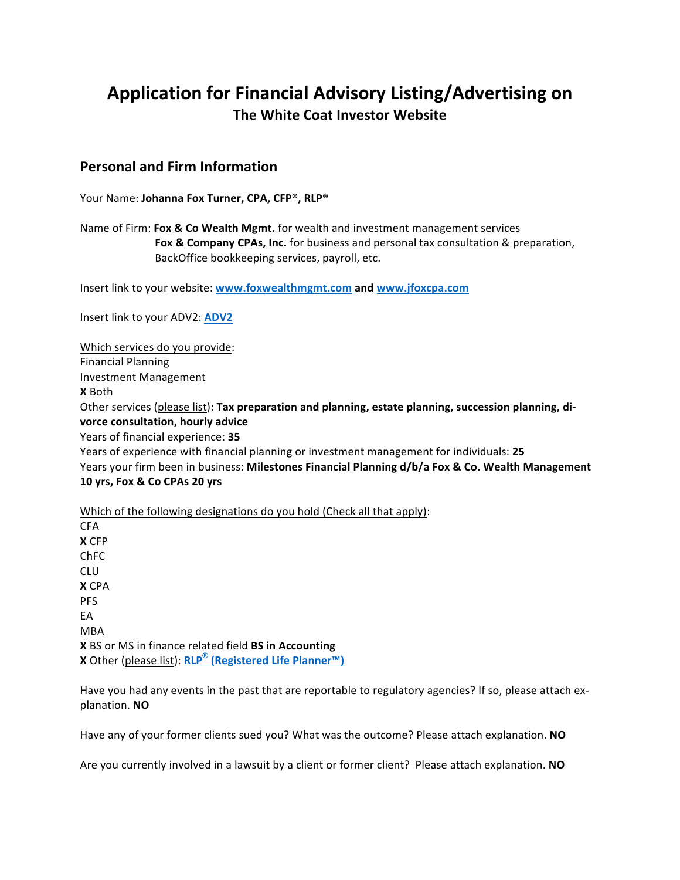# Application for Financial Advisory Listing/Advertising on

## The White Coat Investor Website

### Personal and Firm Information

Your Name: **Johanna Fox Turner, CPA, CFP®, RLP®**

Name of Firm: **Fox & Co Wealth Mgmt.** for wealth and investment management services
**Fox & Company CPAs, Inc.** for business and personal tax consultation & preparation, BackOffice bookkeeping services, payroll, etc.

Insert link to your website: **www.foxwealthmgmt.com** **and** **www.jfoxcpa.com**

Insert link to your ADV2: **ADV2**

Which services do you provide:
Financial Planning
Investment Management
**X** Both
Other services (please list): **Tax preparation and planning, estate planning, succession planning, divorce consultation, hourly advice**
Years of financial experience: **35**
Years of experience with financial planning or investment management for individuals: **25**
Years your firm been in business: **Milestones Financial Planning d/b/a Fox & Co. Wealth Management 10 yrs, Fox & Co CPAs 20 yrs**

Which of the following designations do you hold (Check all that apply):
CFA
**X** CFP
ChFC
CLU
**X** CPA
PFS
EA
MBA
**X** BS or MS in finance related field **BS in Accounting**
**X** Other (please list): **RLP® (Registered Life Planner™)**

Have you had any events in the past that are reportable to regulatory agencies? If so, please attach explanation. **NO**

Have any of your former clients sued you? What was the outcome? Please attach explanation. **NO**

Are you currently involved in a lawsuit by a client or former client? Please attach explanation. **NO**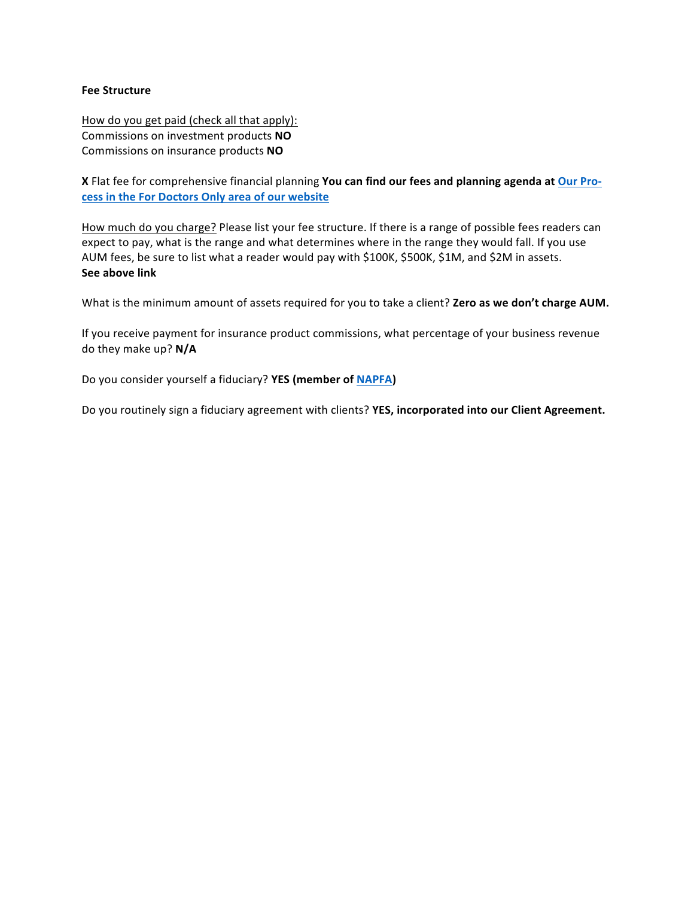**Fee Structure**

How do you get paid (check all that apply):
Commissions on investment products **NO**
Commissions on insurance products **NO**

**X** Flat fee for comprehensive financial planning **You can find our fees and planning agenda at [Our Process in the For Doctors Only area of our website]**

How much do you charge? Please list your fee structure. If there is a range of possible fees readers can expect to pay, what is the range and what determines where in the range they would fall. If you use AUM fees, be sure to list what a reader would pay with $100K, $500K, $1M, and $2M in assets.
**See above link**

What is the minimum amount of assets required for you to take a client? **Zero as we don't charge AUM.**

If you receive payment for insurance product commissions, what percentage of your business revenue do they make up? **N/A**

Do you consider yourself a fiduciary? **YES (member of [NAPFA])**

Do you routinely sign a fiduciary agreement with clients? **YES, incorporated into our Client Agreement.**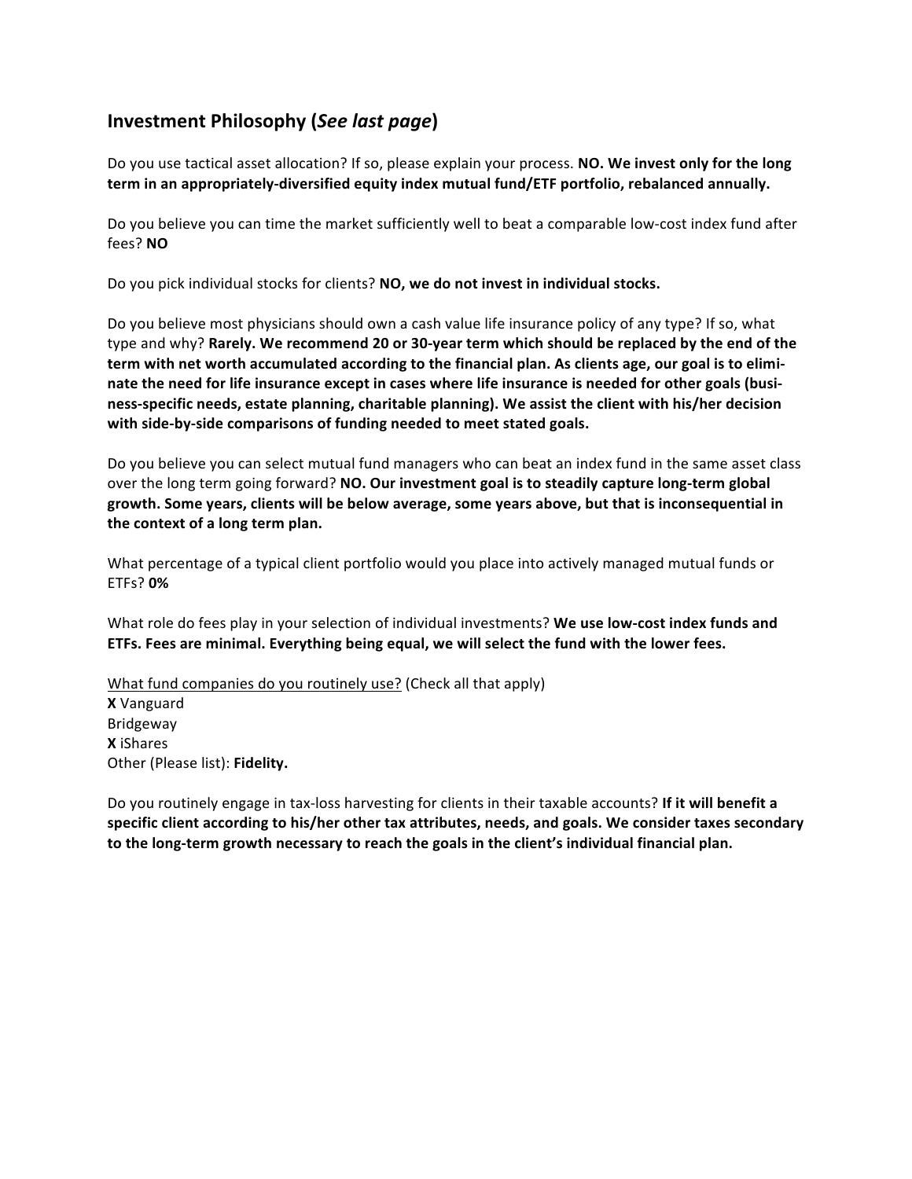## Investment Philosophy (*See last page*)

Do you use tactical asset allocation? If so, please explain your process. **NO. We invest only for the long term in an appropriately-diversified equity index mutual fund/ETF portfolio, rebalanced annually.**

Do you believe you can time the market sufficiently well to beat a comparable low-cost index fund after fees? **NO**

Do you pick individual stocks for clients? **NO, we do not invest in individual stocks.**

Do you believe most physicians should own a cash value life insurance policy of any type? If so, what type and why? **Rarely. We recommend 20 or 30-year term which should be replaced by the end of the term with net worth accumulated according to the financial plan. As clients age, our goal is to eliminate the need for life insurance except in cases where life insurance is needed for other goals (business-specific needs, estate planning, charitable planning). We assist the client with his/her decision with side-by-side comparisons of funding needed to meet stated goals.**

Do you believe you can select mutual fund managers who can beat an index fund in the same asset class over the long term going forward? **NO. Our investment goal is to steadily capture long-term global growth. Some years, clients will be below average, some years above, but that is inconsequential in the context of a long term plan.**

What percentage of a typical client portfolio would you place into actively managed mutual funds or ETFs? **0%**

What role do fees play in your selection of individual investments? **We use low-cost index funds and ETFs. Fees are minimal. Everything being equal, we will select the fund with the lower fees.**

<u>What fund companies do you routinely use?</u> (Check all that apply)
**X** Vanguard
Bridgeway
**X** iShares
Other (Please list): **Fidelity.**

Do you routinely engage in tax-loss harvesting for clients in their taxable accounts? **If it will benefit a specific client according to his/her other tax attributes, needs, and goals. We consider taxes secondary to the long-term growth necessary to reach the goals in the client's individual financial plan.**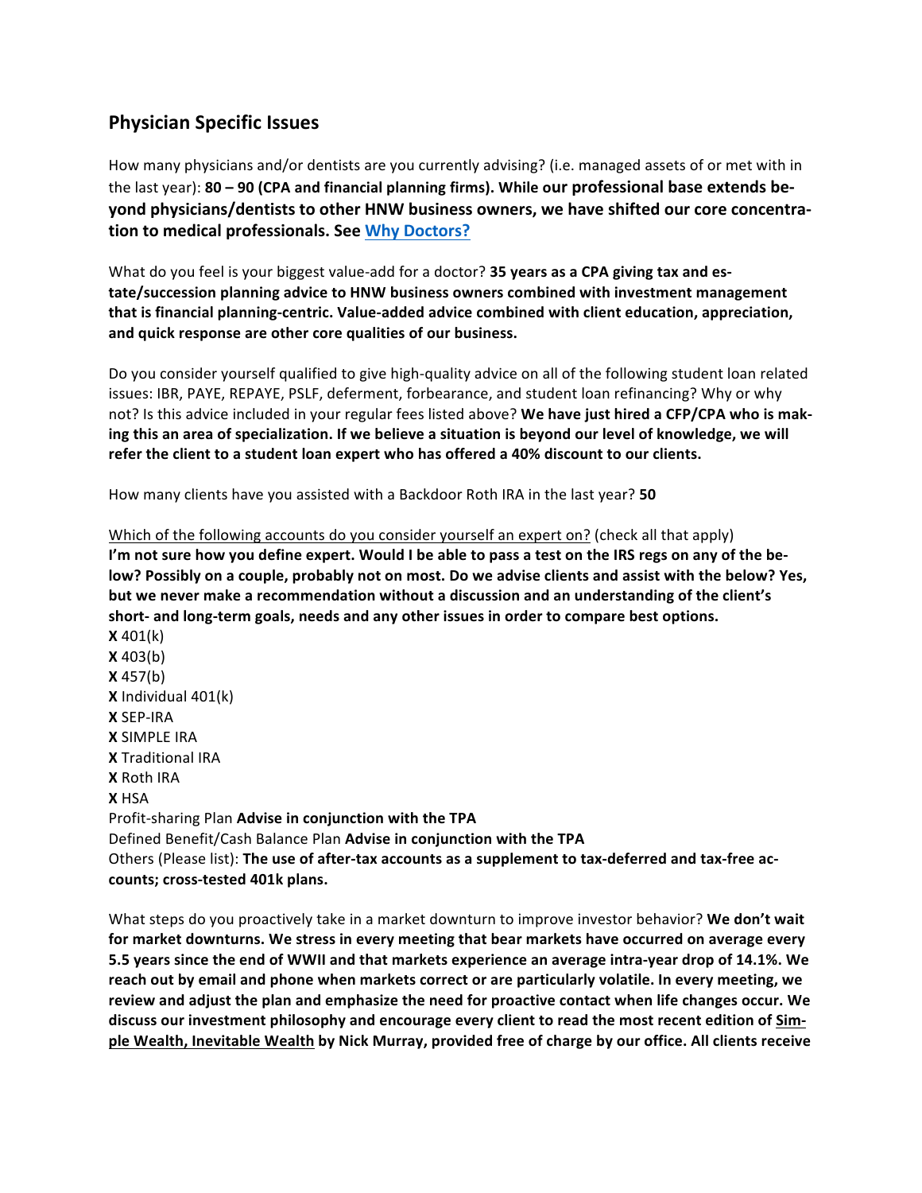## Physician Specific Issues

How many physicians and/or dentists are you currently advising? (i.e. managed assets of or met with in the last year): **80 – 90 (CPA and financial planning firms). While our professional base extends beyond physicians/dentists to other HNW business owners, we have shifted our core concentration to medical professionals. See Why Doctors?**

What do you feel is your biggest value-add for a doctor? **35 years as a CPA giving tax and estate/succession planning advice to HNW business owners combined with investment management that is financial planning-centric. Value-added advice combined with client education, appreciation, and quick response are other core qualities of our business.**

Do you consider yourself qualified to give high-quality advice on all of the following student loan related issues: IBR, PAYE, REPAYE, PSLF, deferment, forbearance, and student loan refinancing? Why or why not? Is this advice included in your regular fees listed above? **We have just hired a CFP/CPA who is making this an area of specialization. If we believe a situation is beyond our level of knowledge, we will refer the client to a student loan expert who has offered a 40% discount to our clients.**

How many clients have you assisted with a Backdoor Roth IRA in the last year? **50**

Which of the following accounts do you consider yourself an expert on? (check all that apply)
**I'm not sure how you define expert. Would I be able to pass a test on the IRS regs on any of the below? Possibly on a couple, probably not on most. Do we advise clients and assist with the below? Yes, but we never make a recommendation without a discussion and an understanding of the client's short- and long-term goals, needs and any other issues in order to compare best options.**

**X** 401(k)
**X** 403(b)
**X** 457(b)
**X** Individual 401(k)
**X** SEP-IRA
**X** SIMPLE IRA
**X** Traditional IRA
**X** Roth IRA
**X** HSA
Profit-sharing Plan **Advise in conjunction with the TPA**
Defined Benefit/Cash Balance Plan **Advise in conjunction with the TPA**
Others (Please list): **The use of after-tax accounts as a supplement to tax-deferred and tax-free accounts; cross-tested 401k plans.**

What steps do you proactively take in a market downturn to improve investor behavior? **We don't wait for market downturns. We stress in every meeting that bear markets have occurred on average every 5.5 years since the end of WWII and that markets experience an average intra-year drop of 14.1%. We reach out by email and phone when markets correct or are particularly volatile. In every meeting, we review and adjust the plan and emphasize the need for proactive contact when life changes occur. We discuss our investment philosophy and encourage every client to read the most recent edition of Simple Wealth, Inevitable Wealth by Nick Murray, provided free of charge by our office. All clients receive**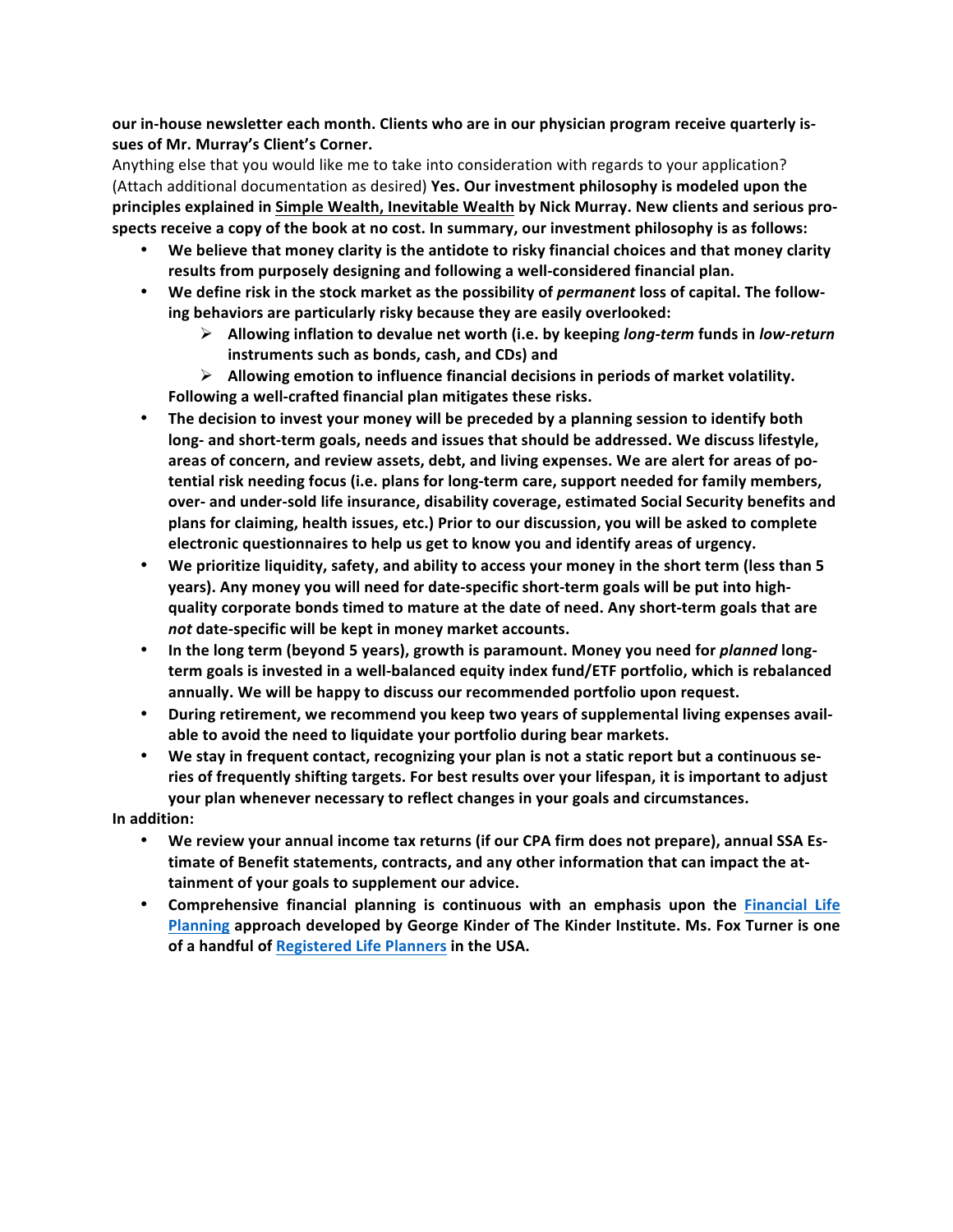**our in-house newsletter each month. Clients who are in our physician program receive quarterly issues of Mr. Murray's Client's Corner.**

Anything else that you would like me to take into consideration with regards to your application? (Attach additional documentation as desired) **Yes. Our investment philosophy is modeled upon the principles explained in <u>Simple Wealth, Inevitable Wealth</u> by Nick Murray. New clients and serious prospects receive a copy of the book at no cost. In summary, our investment philosophy is as follows:**

- **We believe that money clarity is the antidote to risky financial choices and that money clarity results from purposely designing and following a well-considered financial plan.**
- **We define risk in the stock market as the possibility of *permanent* loss of capital. The following behaviors are particularly risky because they are easily overlooked:**
  - **Allowing inflation to devalue net worth (i.e. by keeping *long-term* funds in *low-return* instruments such as bonds, cash, and CDs) and**
  - **Allowing emotion to influence financial decisions in periods of market volatility.**

  **Following a well-crafted financial plan mitigates these risks.**
- **The decision to invest your money will be preceded by a planning session to identify both long- and short-term goals, needs and issues that should be addressed. We discuss lifestyle, areas of concern, and review assets, debt, and living expenses. We are alert for areas of potential risk needing focus (i.e. plans for long-term care, support needed for family members, over- and under-sold life insurance, disability coverage, estimated Social Security benefits and plans for claiming, health issues, etc.) Prior to our discussion, you will be asked to complete electronic questionnaires to help us get to know you and identify areas of urgency.**
- **We prioritize liquidity, safety, and ability to access your money in the short term (less than 5 years). Any money you will need for date-specific short-term goals will be put into high-quality corporate bonds timed to mature at the date of need. Any short-term goals that are *not* date-specific will be kept in money market accounts.**
- **In the long term (beyond 5 years), growth is paramount. Money you need for *planned* long-term goals is invested in a well-balanced equity index fund/ETF portfolio, which is rebalanced annually. We will be happy to discuss our recommended portfolio upon request.**
- **During retirement, we recommend you keep two years of supplemental living expenses available to avoid the need to liquidate your portfolio during bear markets.**
- **We stay in frequent contact, recognizing your plan is not a static report but a continuous series of frequently shifting targets. For best results over your lifespan, it is important to adjust your plan whenever necessary to reflect changes in your goals and circumstances.**

**In addition:**

- **We review your annual income tax returns (if our CPA firm does not prepare), annual SSA Estimate of Benefit statements, contracts, and any other information that can impact the attainment of your goals to supplement our advice.**
- **Comprehensive financial planning is continuous with an emphasis upon the <u>Financial Life Planning</u> approach developed by George Kinder of The Kinder Institute. Ms. Fox Turner is one of a handful of <u>Registered Life Planners</u> in the USA.**